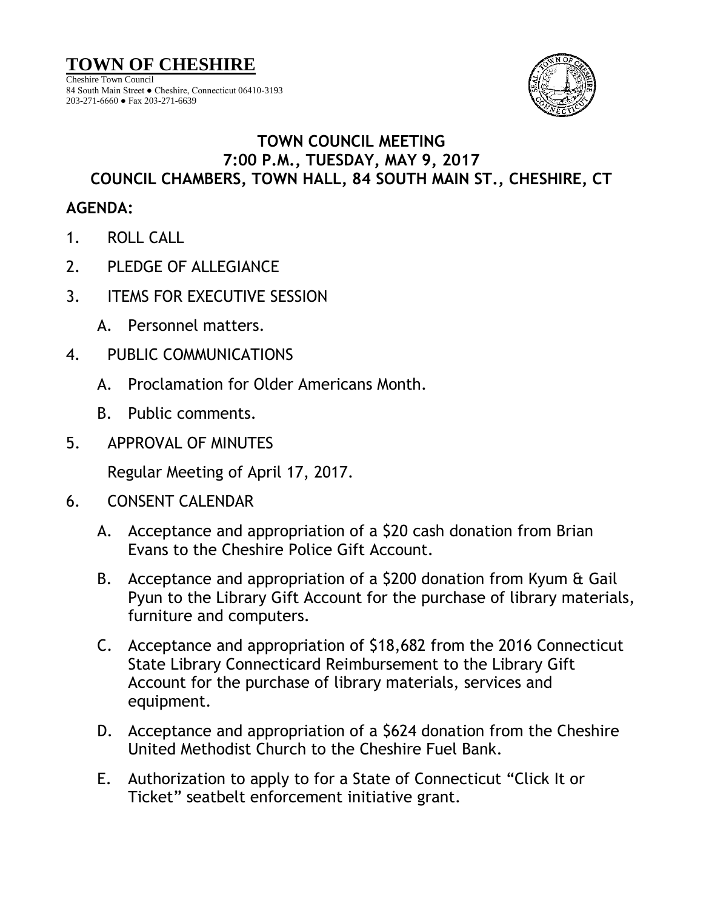# TOWN OF CHESHIRE

Cheshire Town Council
84 South Main Street ● Cheshire, Connecticut 06410-3193
203-271-6660 ● Fax 203-271-6639

## TOWN COUNCIL MEETING
## 7:00 P.M., TUESDAY, MAY 9, 2017
## COUNCIL CHAMBERS, TOWN HALL, 84 SOUTH MAIN ST., CHESHIRE, CT

**AGENDA:**

1. ROLL CALL

2. PLEDGE OF ALLEGIANCE

3. ITEMS FOR EXECUTIVE SESSION

   A. Personnel matters.

4. PUBLIC COMMUNICATIONS

   A. Proclamation for Older Americans Month.

   B. Public comments.

5. APPROVAL OF MINUTES

   Regular Meeting of April 17, 2017.

6. CONSENT CALENDAR

   A. Acceptance and appropriation of a $20 cash donation from Brian Evans to the Cheshire Police Gift Account.

   B. Acceptance and appropriation of a $200 donation from Kyum & Gail Pyun to the Library Gift Account for the purchase of library materials, furniture and computers.

   C. Acceptance and appropriation of $18,682 from the 2016 Connecticut State Library Connecticard Reimbursement to the Library Gift Account for the purchase of library materials, services and equipment.

   D. Acceptance and appropriation of a $624 donation from the Cheshire United Methodist Church to the Cheshire Fuel Bank.

   E. Authorization to apply to for a State of Connecticut "Click It or Ticket" seatbelt enforcement initiative grant.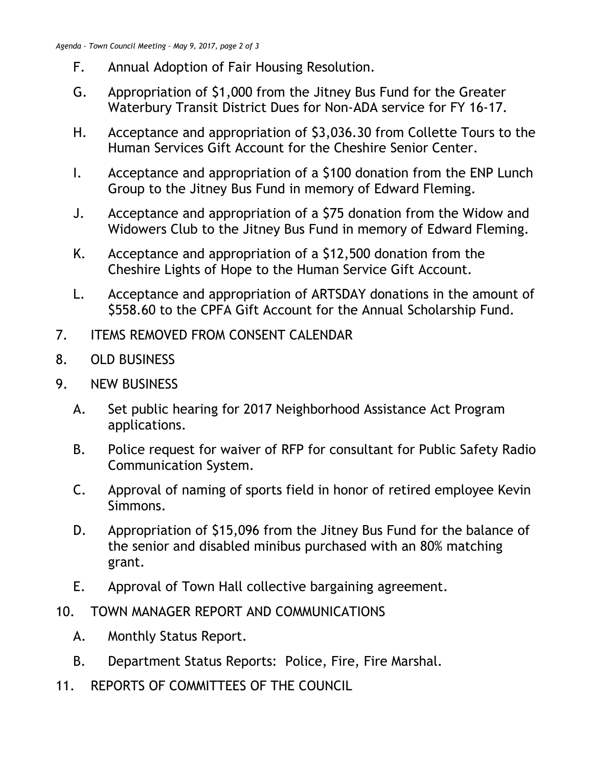F. Annual Adoption of Fair Housing Resolution.

G. Appropriation of $1,000 from the Jitney Bus Fund for the Greater Waterbury Transit District Dues for Non-ADA service for FY 16-17.

H. Acceptance and appropriation of $3,036.30 from Collette Tours to the Human Services Gift Account for the Cheshire Senior Center.

I. Acceptance and appropriation of a $100 donation from the ENP Lunch Group to the Jitney Bus Fund in memory of Edward Fleming.

J. Acceptance and appropriation of a $75 donation from the Widow and Widowers Club to the Jitney Bus Fund in memory of Edward Fleming.

K. Acceptance and appropriation of a $12,500 donation from the Cheshire Lights of Hope to the Human Service Gift Account.

L. Acceptance and appropriation of ARTSDAY donations in the amount of $558.60 to the CPFA Gift Account for the Annual Scholarship Fund.

7. ITEMS REMOVED FROM CONSENT CALENDAR

8. OLD BUSINESS

9. NEW BUSINESS

A. Set public hearing for 2017 Neighborhood Assistance Act Program applications.

B. Police request for waiver of RFP for consultant for Public Safety Radio Communication System.

C. Approval of naming of sports field in honor of retired employee Kevin Simmons.

D. Appropriation of $15,096 from the Jitney Bus Fund for the balance of the senior and disabled minibus purchased with an 80% matching grant.

E. Approval of Town Hall collective bargaining agreement.

10. TOWN MANAGER REPORT AND COMMUNICATIONS

A. Monthly Status Report.

B. Department Status Reports: Police, Fire, Fire Marshal.

11. REPORTS OF COMMITTEES OF THE COUNCIL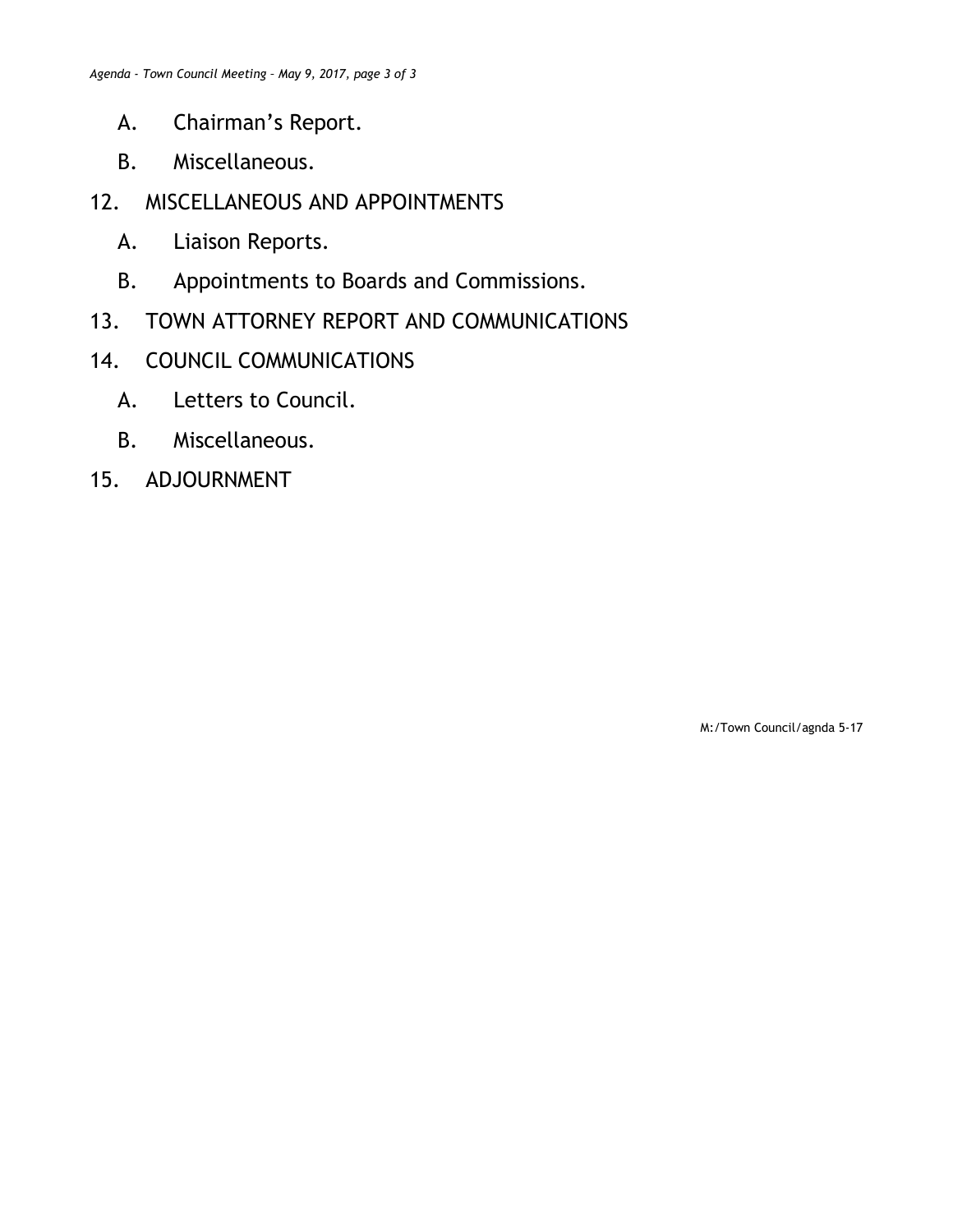A. Chairman's Report.

B. Miscellaneous.

12. MISCELLANEOUS AND APPOINTMENTS

    A. Liaison Reports.

    B. Appointments to Boards and Commissions.

13. TOWN ATTORNEY REPORT AND COMMUNICATIONS

14. COUNCIL COMMUNICATIONS

    A. Letters to Council.

    B. Miscellaneous.

15. ADJOURNMENT

M:/Town Council/agnda 5-17